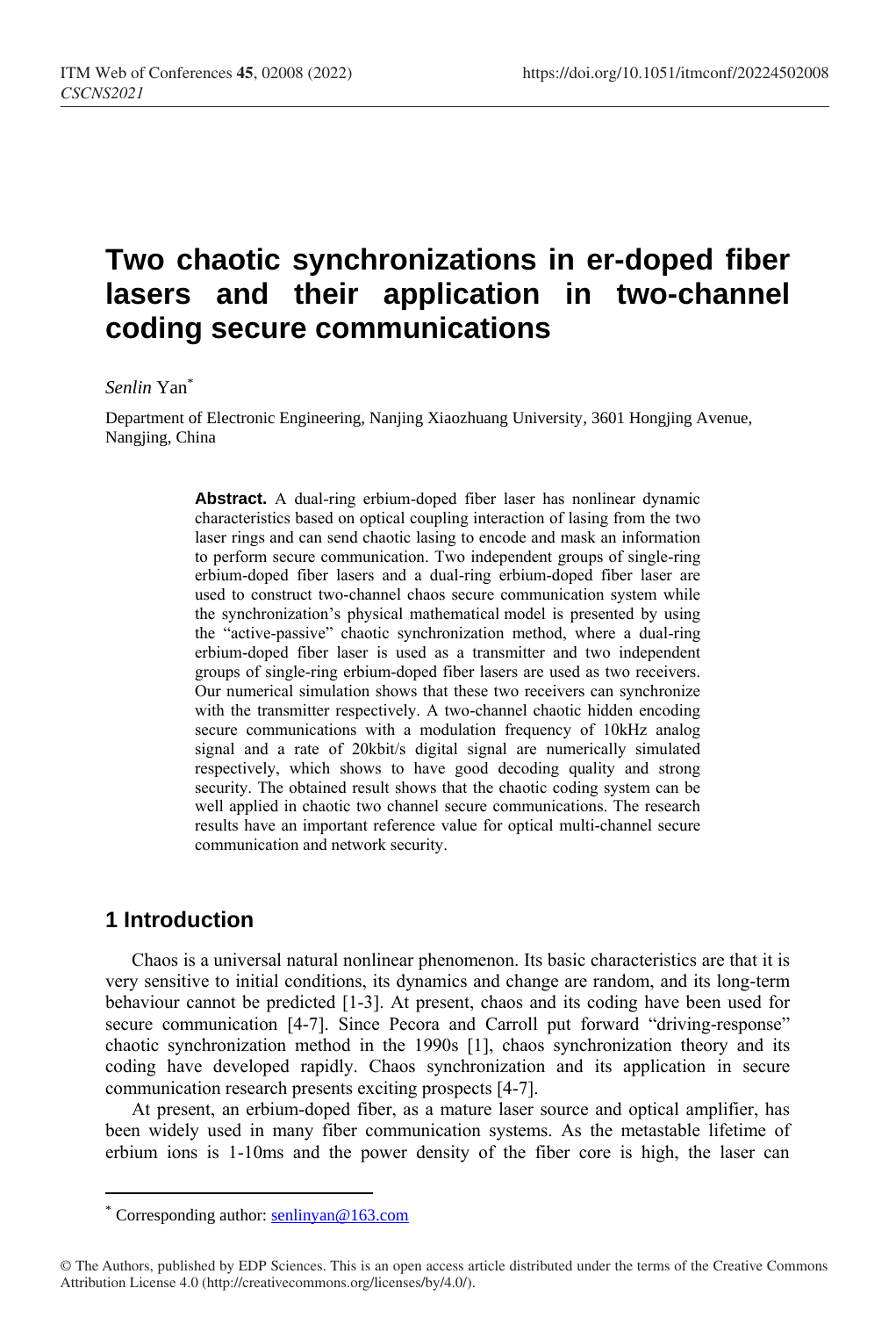# Two chaotic synchronizations in er-doped fiber lasers and their application in two-channel coding secure communications

*Senlin* Yan[*]

Department of Electronic Engineering, Nanjing Xiaozhuang University, 3601 Hongjing Avenue, Nangjing, China

**Abstract.** A dual-ring erbium-doped fiber laser has nonlinear dynamic characteristics based on optical coupling interaction of lasing from the two laser rings and can send chaotic lasing to encode and mask an information to perform secure communication. Two independent groups of single-ring erbium-doped fiber lasers and a dual-ring erbium-doped fiber laser are used to construct two-channel chaos secure communication system while the synchronization's physical mathematical model is presented by using the "active-passive" chaotic synchronization method, where a dual-ring erbium-doped fiber laser is used as a transmitter and two independent groups of single-ring erbium-doped fiber lasers are used as two receivers. Our numerical simulation shows that these two receivers can synchronize with the transmitter respectively. A two-channel chaotic hidden encoding secure communications with a modulation frequency of 10kHz analog signal and a rate of 20kbit/s digital signal are numerically simulated respectively, which shows to have good decoding quality and strong security. The obtained result shows that the chaotic coding system can be well applied in chaotic two channel secure communications. The research results have an important reference value for optical multi-channel secure communication and network security.

## 1 Introduction

Chaos is a universal natural nonlinear phenomenon. Its basic characteristics are that it is very sensitive to initial conditions, its dynamics and change are random, and its long-term behaviour cannot be predicted [1-3]. At present, chaos and its coding have been used for secure communication [4-7]. Since Pecora and Carroll put forward "driving-response" chaotic synchronization method in the 1990s [1], chaos synchronization theory and its coding have developed rapidly. Chaos synchronization and its application in secure communication research presents exciting prospects [4-7].

At present, an erbium-doped fiber, as a mature laser source and optical amplifier, has been widely used in many fiber communication systems. As the metastable lifetime of erbium ions is 1-10ms and the power density of the fiber core is high, the laser can

[*] Corresponding author: senlinyan@163.com

© The Authors, published by EDP Sciences. This is an open access article distributed under the terms of the Creative Commons Attribution License 4.0 (http://creativecommons.org/licenses/by/4.0/).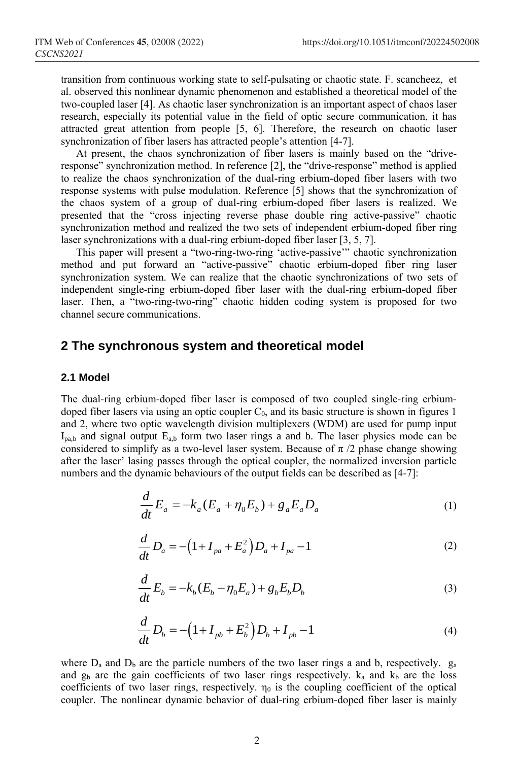transition from continuous working state to self-pulsating or chaotic state. F. scancheez, et al. observed this nonlinear dynamic phenomenon and established a theoretical model of the two-coupled laser [4]. As chaotic laser synchronization is an important aspect of chaos laser research, especially its potential value in the field of optic secure communication, it has attracted great attention from people [5, 6]. Therefore, the research on chaotic laser synchronization of fiber lasers has attracted people's attention [4-7].

At present, the chaos synchronization of fiber lasers is mainly based on the "drive-response" synchronization method. In reference [2], the "drive-response" method is applied to realize the chaos synchronization of the dual-ring erbium-doped fiber lasers with two response systems with pulse modulation. Reference [5] shows that the synchronization of the chaos system of a group of dual-ring erbium-doped fiber lasers is realized. We presented that the "cross injecting reverse phase double ring active-passive" chaotic synchronization method and realized the two sets of independent erbium-doped fiber ring laser synchronizations with a dual-ring erbium-doped fiber laser [3, 5, 7].

This paper will present a "two-ring-two-ring 'active-passive'" chaotic synchronization method and put forward an "active-passive" chaotic erbium-doped fiber ring laser synchronization system. We can realize that the chaotic synchronizations of two sets of independent single-ring erbium-doped fiber laser with the dual-ring erbium-doped fiber laser. Then, a "two-ring-two-ring" chaotic hidden coding system is proposed for two channel secure communications.

## 2 The synchronous system and theoretical model

### 2.1 Model

The dual-ring erbium-doped fiber laser is composed of two coupled single-ring erbium-doped fiber lasers via using an optic coupler $C_0$, and its basic structure is shown in figures 1 and 2, where two optic wavelength division multiplexers (WDM) are used for pump input $I_{pa,b}$ and signal output $E_{a,b}$ form two laser rings a and b. The laser physics mode can be considered to simplify as a two-level laser system. Because of $\pi/2$ phase change showing after the laser' lasing passes through the optical coupler, the normalized inversion particle numbers and the dynamic behaviours of the output fields can be described as [4-7]:

$$\frac{d}{dt}E_a = -k_a(E_a + \eta_0 E_b) + g_a E_a D_a \tag{1}$$

$$\frac{d}{dt}D_a = -\left(1 + I_{pa} + E_a^2\right)D_a + I_{pa} - 1 \tag{2}$$

$$\frac{d}{dt}E_b = -k_b(E_b - \eta_0 E_a) + g_b E_b D_b \tag{3}$$

$$\frac{d}{dt}D_b = -\left(1 + I_{pb} + E_b^2\right)D_b + I_{pb} - 1 \tag{4}$$

where $D_a$ and $D_b$ are the particle numbers of the two laser rings a and b, respectively. $g_a$ and $g_b$ are the gain coefficients of two laser rings respectively. $k_a$ and $k_b$ are the loss coefficients of two laser rings, respectively. $\eta_0$ is the coupling coefficient of the optical coupler. The nonlinear dynamic behavior of dual-ring erbium-doped fiber laser is mainly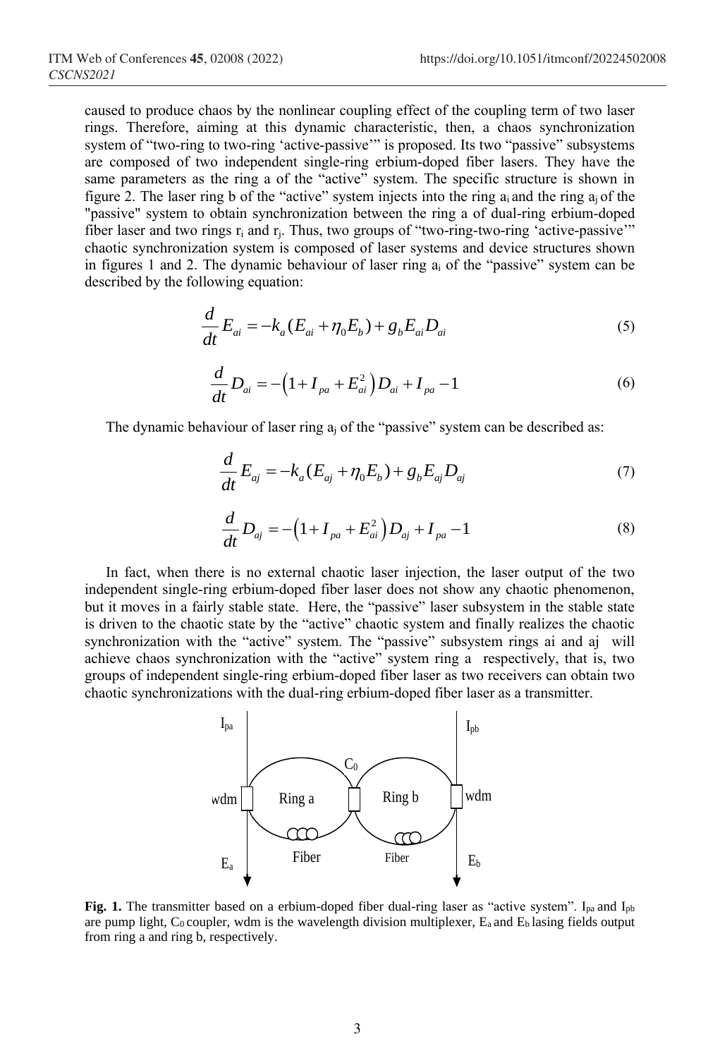caused to produce chaos by the nonlinear coupling effect of the coupling term of two laser rings. Therefore, aiming at this dynamic characteristic, then, a chaos synchronization system of "two-ring to two-ring 'active-passive'" is proposed. Its two "passive" subsystems are composed of two independent single-ring erbium-doped fiber lasers. They have the same parameters as the ring a of the "active" system. The specific structure is shown in figure 2. The laser ring b of the "active" system injects into the ring $a_i$ and the ring $a_j$ of the "passive" system to obtain synchronization between the ring a of dual-ring erbium-doped fiber laser and two rings $r_i$ and $r_j$. Thus, two groups of "two-ring-two-ring 'active-passive'" chaotic synchronization system is composed of laser systems and device structures shown in figures 1 and 2. The dynamic behaviour of laser ring $a_i$ of the "passive" system can be described by the following equation:

$$\frac{d}{dt}E_{ai} = -k_a(E_{ai} + \eta_0 E_b) + g_b E_{ai} D_{ai} \tag{5}$$

$$\frac{d}{dt}D_{ai} = -\left(1 + I_{pa} + E_{ai}^2\right)D_{ai} + I_{pa} - 1 \tag{6}$$

The dynamic behaviour of laser ring $a_j$ of the "passive" system can be described as:

$$\frac{d}{dt}E_{aj} = -k_a(E_{aj} + \eta_0 E_b) + g_b E_{aj} D_{aj} \tag{7}$$

$$\frac{d}{dt}D_{aj} = -\left(1 + I_{pa} + E_{ai}^2\right)D_{aj} + I_{pa} - 1 \tag{8}$$

In fact, when there is no external chaotic laser injection, the laser output of the two independent single-ring erbium-doped fiber laser does not show any chaotic phenomenon, but it moves in a fairly stable state. Here, the "passive" laser subsystem in the stable state is driven to the chaotic state by the "active" chaotic system and finally realizes the chaotic synchronization with the "active" system. The "passive" subsystem rings ai and aj will achieve chaos synchronization with the "active" system ring a respectively, that is, two groups of independent single-ring erbium-doped fiber laser as two receivers can obtain two chaotic synchronizations with the dual-ring erbium-doped fiber laser as a transmitter.

**Fig. 1.** The transmitter based on a erbium-doped fiber dual-ring laser as "active system". $I_{pa}$ and $I_{pb}$ are pump light, $C_0$ coupler, wdm is the wavelength division multiplexer, $E_a$ and $E_b$ lasing fields output from ring a and ring b, respectively.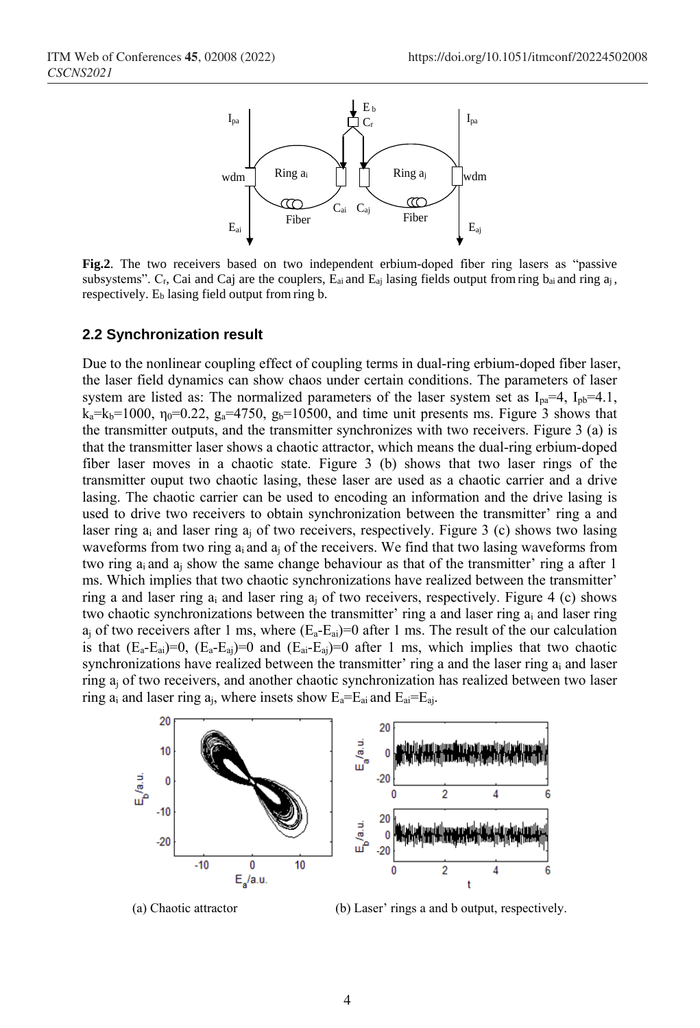**Fig.2**. The two receivers based on two independent erbium-doped fiber ring lasers as "passive subsystems". $C_r$, Cai and Caj are the couplers, $E_{ai}$ and $E_{aj}$ lasing fields output from ring $b_{ai}$ and ring $a_j$, respectively. $E_b$ lasing field output from ring b.

### 2.2 Synchronization result

Due to the nonlinear coupling effect of coupling terms in dual-ring erbium-doped fiber laser, the laser field dynamics can show chaos under certain conditions. The parameters of laser system are listed as: The normalized parameters of the laser system set as $I_{pa}$=4, $I_{pb}$=4.1, $k_a$=$k_b$=1000, $\eta_0$=0.22, $g_a$=4750, $g_b$=10500, and time unit presents ms. Figure 3 shows that the transmitter outputs, and the transmitter synchronizes with two receivers. Figure 3 (a) is that the transmitter laser shows a chaotic attractor, which means the dual-ring erbium-doped fiber laser moves in a chaotic state. Figure 3 (b) shows that two laser rings of the transmitter ouput two chaotic lasing, these laser are used as a chaotic carrier and a drive lasing. The chaotic carrier can be used to encoding an information and the drive lasing is used to drive two receivers to obtain synchronization between the transmitter' ring a and laser ring $a_i$ and laser ring $a_j$ of two receivers, respectively. Figure 3 (c) shows two lasing waveforms from two ring $a_i$ and $a_j$ of the receivers. We find that two lasing waveforms from two ring $a_i$ and $a_j$ show the same change behaviour as that of the transmitter' ring a after 1 ms. Which implies that two chaotic synchronizations have realized between the transmitter' ring a and laser ring $a_i$ and laser ring $a_j$ of two receivers, respectively. Figure 4 (c) shows two chaotic synchronizations between the transmitter' ring a and laser ring $a_i$ and laser ring $a_j$ of two receivers after 1 ms, where ($E_a$-$E_{ai}$)=0 after 1 ms. The result of the our calculation is that ($E_a$-$E_{ai}$)=0, ($E_a$-$E_{aj}$)=0 and ($E_{ai}$-$E_{aj}$)=0 after 1 ms, which implies that two chaotic synchronizations have realized between the transmitter' ring a and the laser ring $a_i$ and laser ring $a_j$ of two receivers, and another chaotic synchronization has realized between two laser ring $a_i$ and laser ring $a_j$, where insets show $E_a$=$E_{ai}$ and $E_{ai}$=$E_{aj}$.

(a) Chaotic attractor

(b) Laser' rings a and b output, respectively.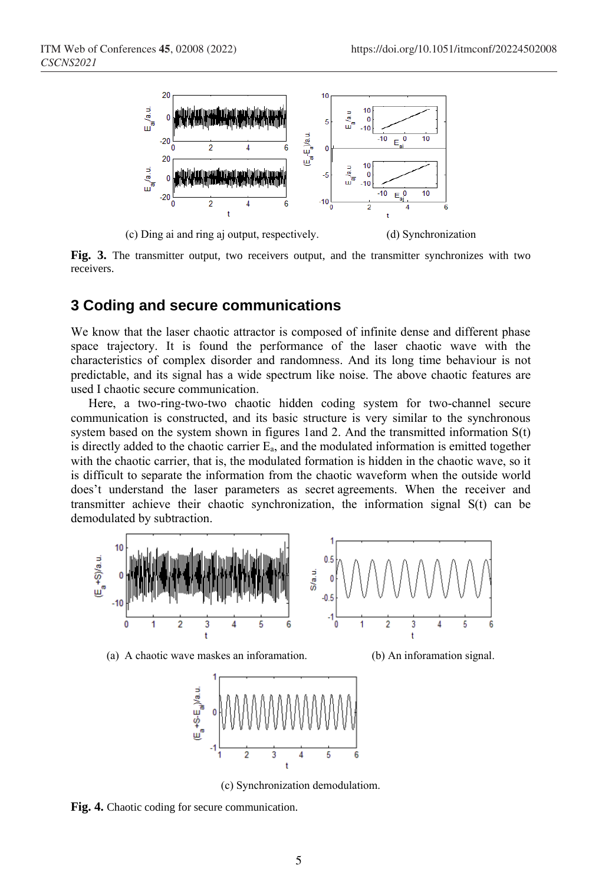(c) Ding ai and ring aj output, respectively.

(d) Synchronization

**Fig. 3.** The transmitter output, two receivers output, and the transmitter synchronizes with two receivers.

## 3 Coding and secure communications

We know that the laser chaotic attractor is composed of infinite dense and different phase space trajectory. It is found the performance of the laser chaotic wave with the characteristics of complex disorder and randomness. And its long time behaviour is not predictable, and its signal has a wide spectrum like noise. The above chaotic features are used I chaotic secure communication.

Here, a two-ring-two-two chaotic hidden coding system for two-channel secure communication is constructed, and its basic structure is very similar to the synchronous system based on the system shown in figures 1and 2. And the transmitted information S(t) is directly added to the chaotic carrier $E_a$, and the modulated information is emitted together with the chaotic carrier, that is, the modulated formation is hidden in the chaotic wave, so it is difficult to separate the information from the chaotic waveform when the outside world does't understand the laser parameters as secret agreements. When the receiver and transmitter achieve their chaotic synchronization, the information signal S(t) can be demodulated by subtraction.

(a) A chaotic wave maskes an inforamation.

(b) An inforamation signal.

(c) Synchronization demodulatiom.

**Fig. 4.** Chaotic coding for secure communication.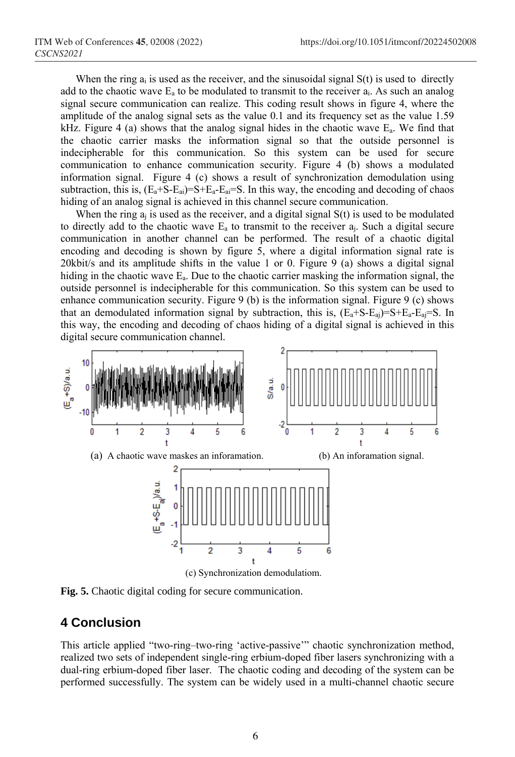When the ring $a_i$ is used as the receiver, and the sinusoidal signal S(t) is used to directly add to the chaotic wave $E_a$ to be modulated to transmit to the receiver $a_i$. As such an analog signal secure communication can realize. This coding result shows in figure 4, where the amplitude of the analog signal sets as the value 0.1 and its frequency set as the value 1.59 kHz. Figure 4 (a) shows that the analog signal hides in the chaotic wave $E_a$. We find that the chaotic carrier masks the information signal so that the outside personnel is indecipherable for this communication. So this system can be used for secure communication to enhance communication security. Figure 4 (b) shows a modulated information signal. Figure 4 (c) shows a result of synchronization demodulation using subtraction, this is, $(E_a+S-E_{ai})=S+E_a-E_{ai}=S$. In this way, the encoding and decoding of chaos hiding of an analog signal is achieved in this channel secure communication.

When the ring $a_j$ is used as the receiver, and a digital signal S(t) is used to be modulated to directly add to the chaotic wave $E_a$ to transmit to the receiver $a_j$. Such a digital secure communication in another channel can be performed. The result of a chaotic digital encoding and decoding is shown by figure 5, where a digital information signal rate is 20kbit/s and its amplitude shifts in the value 1 or 0. Figure 9 (a) shows a digital signal hiding in the chaotic wave $E_a$. Due to the chaotic carrier masking the information signal, the outside personnel is indecipherable for this communication. So this system can be used to enhance communication security. Figure 9 (b) is the information signal. Figure 9 (c) shows that an demodulated information signal by subtraction, this is, $(E_a+S-E_{aj})=S+E_a-E_{aj}=S$. In this way, the encoding and decoding of chaos hiding of a digital signal is achieved in this digital secure communication channel.

(a) A chaotic wave maskes an inforamation.

(b) An inforamation signal.

(c) Synchronization demodulatiom.

**Fig. 5.** Chaotic digital coding for secure communication.

## 4 Conclusion

This article applied "two-ring–two-ring 'active-passive'" chaotic synchronization method, realized two sets of independent single-ring erbium-doped fiber lasers synchronizing with a dual-ring erbium-doped fiber laser. The chaotic coding and decoding of the system can be performed successfully. The system can be widely used in a multi-channel chaotic secure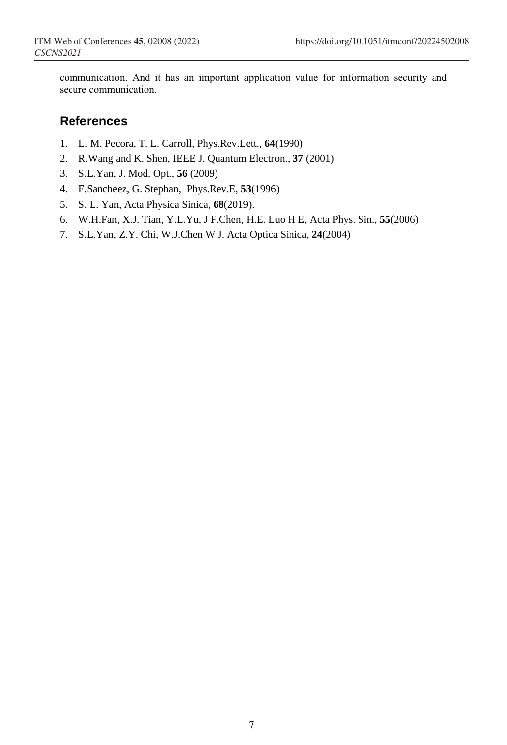communication. And it has an important application value for information security and secure communication.

## References

1. L. M. Pecora, T. L. Carroll, Phys.Rev.Lett., **64**(1990)
2. R.Wang and K. Shen, IEEE J. Quantum Electron., **37** (2001)
3. S.L.Yan, J. Mod. Opt., **56** (2009)
4. F.Sancheez, G. Stephan, Phys.Rev.E, **53**(1996)
5. S. L. Yan, Acta Physica Sinica, **68**(2019).
6. W.H.Fan, X.J. Tian, Y.L.Yu, J F.Chen, H.E. Luo H E, Acta Phys. Sin., **55**(2006)
7. S.L.Yan, Z.Y. Chi, W.J.Chen W J. Acta Optica Sinica, **24**(2004)